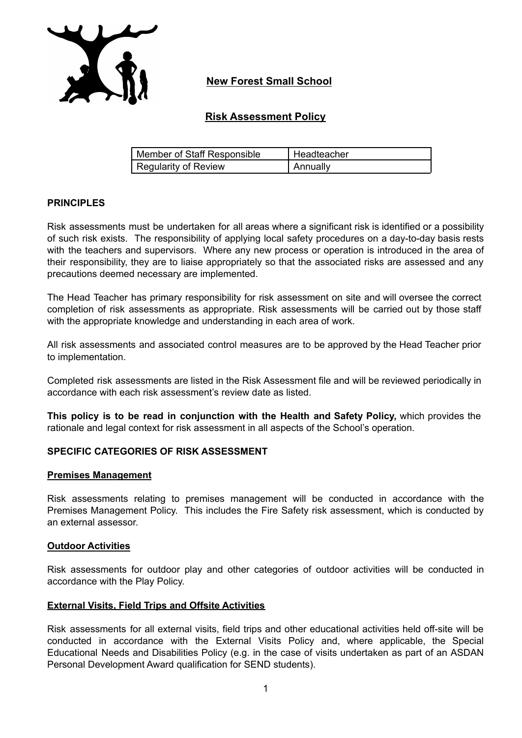# New Forest Small School

## Risk Assessment Policy

| Member of Staff Responsible | Headteacher |
|---|---|
| Regularity of Review | Annually |

### PRINCIPLES

Risk assessments must be undertaken for all areas where a significant risk is identified or a possibility of such risk exists. The responsibility of applying local safety procedures on a day-to-day basis rests with the teachers and supervisors. Where any new process or operation is introduced in the area of their responsibility, they are to liaise appropriately so that the associated risks are assessed and any precautions deemed necessary are implemented.

The Head Teacher has primary responsibility for risk assessment on site and will oversee the correct completion of risk assessments as appropriate. Risk assessments will be carried out by those staff with the appropriate knowledge and understanding in each area of work.

All risk assessments and associated control measures are to be approved by the Head Teacher prior to implementation.

Completed risk assessments are listed in the Risk Assessment file and will be reviewed periodically in accordance with each risk assessment's review date as listed.

**This policy is to be read in conjunction with the Health and Safety Policy,** which provides the rationale and legal context for risk assessment in all aspects of the School's operation.

### SPECIFIC CATEGORIES OF RISK ASSESSMENT

#### Premises Management

Risk assessments relating to premises management will be conducted in accordance with the Premises Management Policy. This includes the Fire Safety risk assessment, which is conducted by an external assessor.

#### Outdoor Activities

Risk assessments for outdoor play and other categories of outdoor activities will be conducted in accordance with the Play Policy.

#### External Visits, Field Trips and Offsite Activities

Risk assessments for all external visits, field trips and other educational activities held off-site will be conducted in accordance with the External Visits Policy and, where applicable, the Special Educational Needs and Disabilities Policy (e.g. in the case of visits undertaken as part of an ASDAN Personal Development Award qualification for SEND students).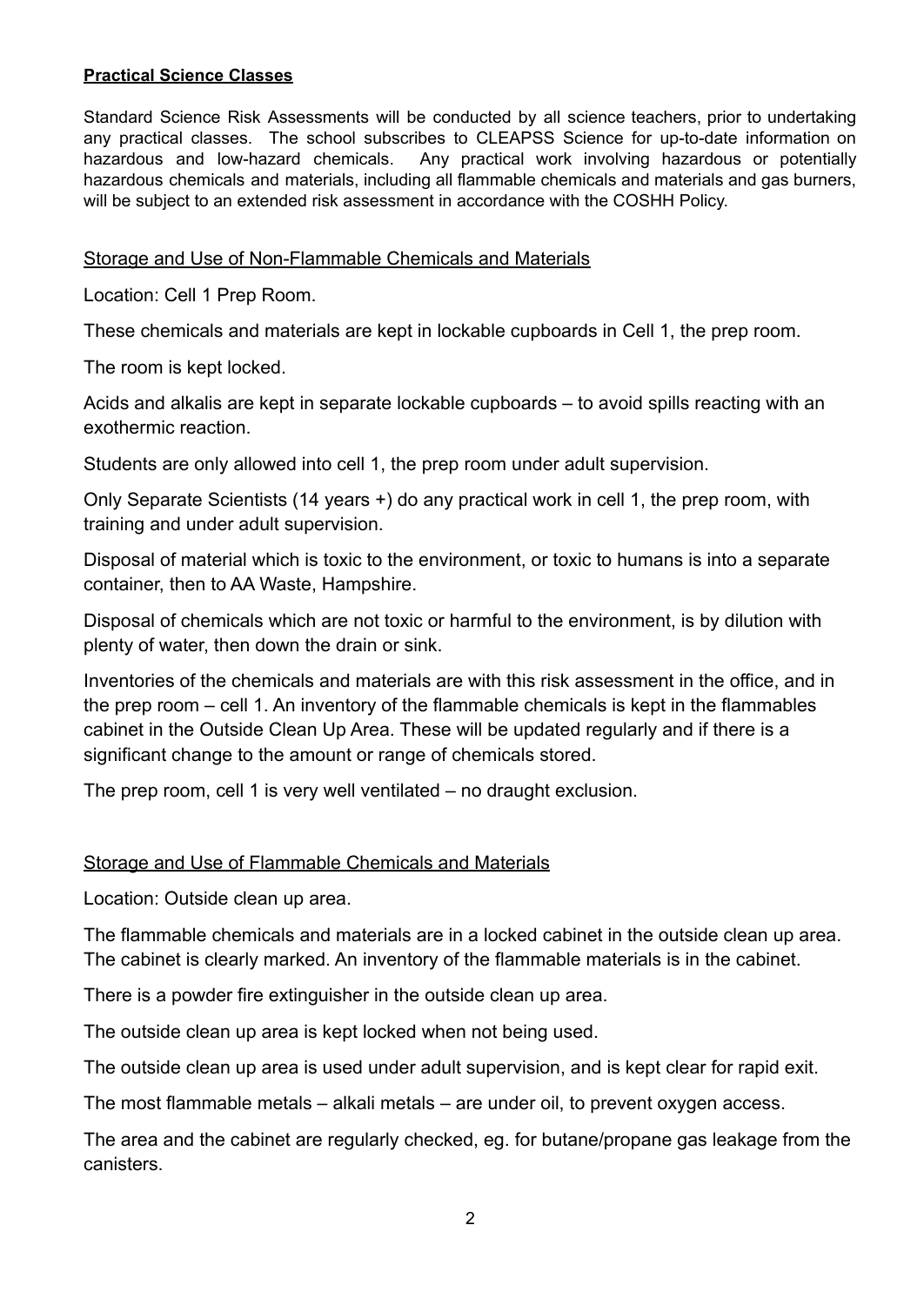**Practical Science Classes**

Standard Science Risk Assessments will be conducted by all science teachers, prior to undertaking any practical classes. The school subscribes to CLEAPSS Science for up-to-date information on hazardous and low-hazard chemicals. Any practical work involving hazardous or potentially hazardous chemicals and materials, including all flammable chemicals and materials and gas burners, will be subject to an extended risk assessment in accordance with the COSHH Policy.

<u>Storage and Use of Non-Flammable Chemicals and Materials</u>

Location: Cell 1 Prep Room.

These chemicals and materials are kept in lockable cupboards in Cell 1, the prep room.

The room is kept locked.

Acids and alkalis are kept in separate lockable cupboards – to avoid spills reacting with an exothermic reaction.

Students are only allowed into cell 1, the prep room under adult supervision.

Only Separate Scientists (14 years +) do any practical work in cell 1, the prep room, with training and under adult supervision.

Disposal of material which is toxic to the environment, or toxic to humans is into a separate container, then to AA Waste, Hampshire.

Disposal of chemicals which are not toxic or harmful to the environment, is by dilution with plenty of water, then down the drain or sink.

Inventories of the chemicals and materials are with this risk assessment in the office, and in the prep room – cell 1. An inventory of the flammable chemicals is kept in the flammables cabinet in the Outside Clean Up Area. These will be updated regularly and if there is a significant change to the amount or range of chemicals stored.

The prep room, cell 1 is very well ventilated – no draught exclusion.

<u>Storage and Use of Flammable Chemicals and Materials</u>

Location: Outside clean up area.

The flammable chemicals and materials are in a locked cabinet in the outside clean up area. The cabinet is clearly marked. An inventory of the flammable materials is in the cabinet.

There is a powder fire extinguisher in the outside clean up area.

The outside clean up area is kept locked when not being used.

The outside clean up area is used under adult supervision, and is kept clear for rapid exit.

The most flammable metals – alkali metals – are under oil, to prevent oxygen access.

The area and the cabinet are regularly checked, eg. for butane/propane gas leakage from the canisters.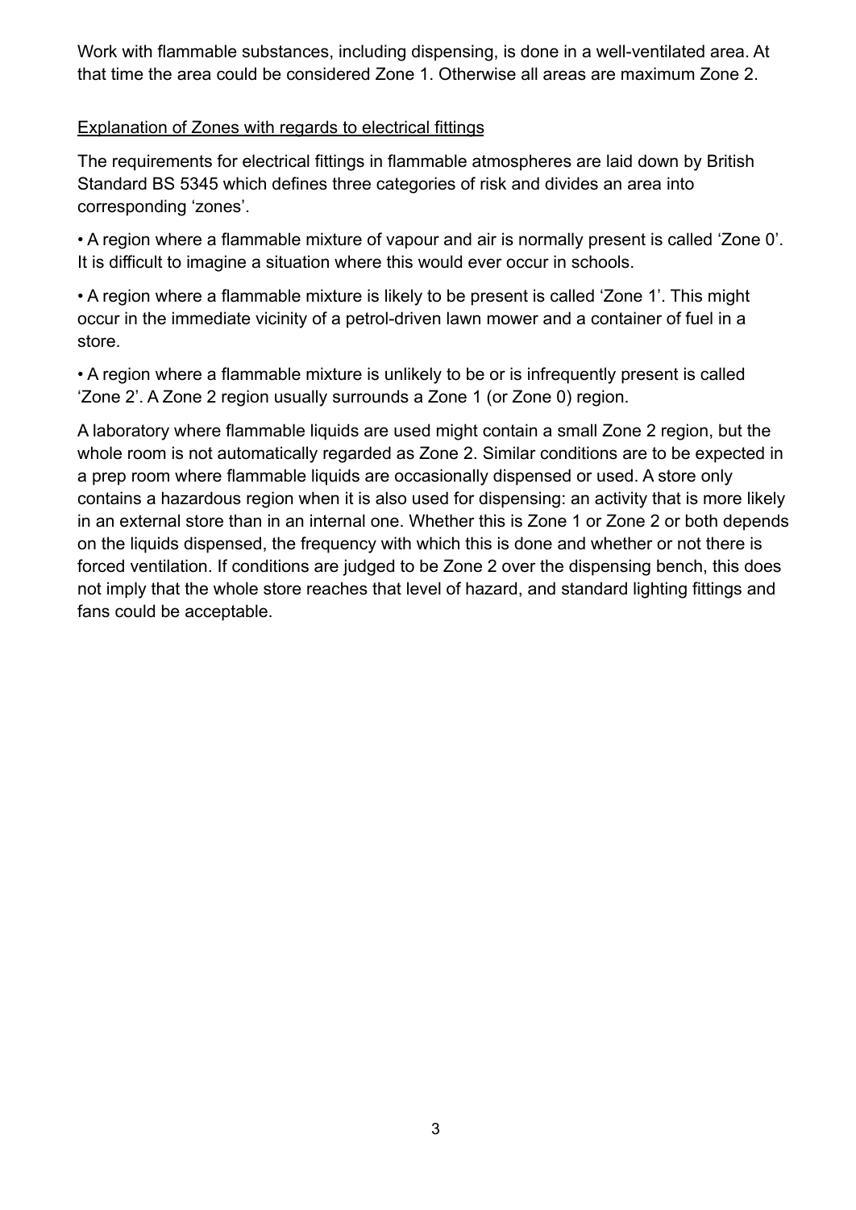Work with flammable substances, including dispensing, is done in a well-ventilated area. At that time the area could be considered Zone 1. Otherwise all areas are maximum Zone 2.

<u>Explanation of Zones with regards to electrical fittings</u>

The requirements for electrical fittings in flammable atmospheres are laid down by British Standard BS 5345 which defines three categories of risk and divides an area into corresponding 'zones'.

- A region where a flammable mixture of vapour and air is normally present is called 'Zone 0'. It is difficult to imagine a situation where this would ever occur in schools.
- A region where a flammable mixture is likely to be present is called 'Zone 1'. This might occur in the immediate vicinity of a petrol-driven lawn mower and a container of fuel in a store.
- A region where a flammable mixture is unlikely to be or is infrequently present is called 'Zone 2'. A Zone 2 region usually surrounds a Zone 1 (or Zone 0) region.

A laboratory where flammable liquids are used might contain a small Zone 2 region, but the whole room is not automatically regarded as Zone 2. Similar conditions are to be expected in a prep room where flammable liquids are occasionally dispensed or used. A store only contains a hazardous region when it is also used for dispensing: an activity that is more likely in an external store than in an internal one. Whether this is Zone 1 or Zone 2 or both depends on the liquids dispensed, the frequency with which this is done and whether or not there is forced ventilation. If conditions are judged to be Zone 2 over the dispensing bench, this does not imply that the whole store reaches that level of hazard, and standard lighting fittings and fans could be acceptable.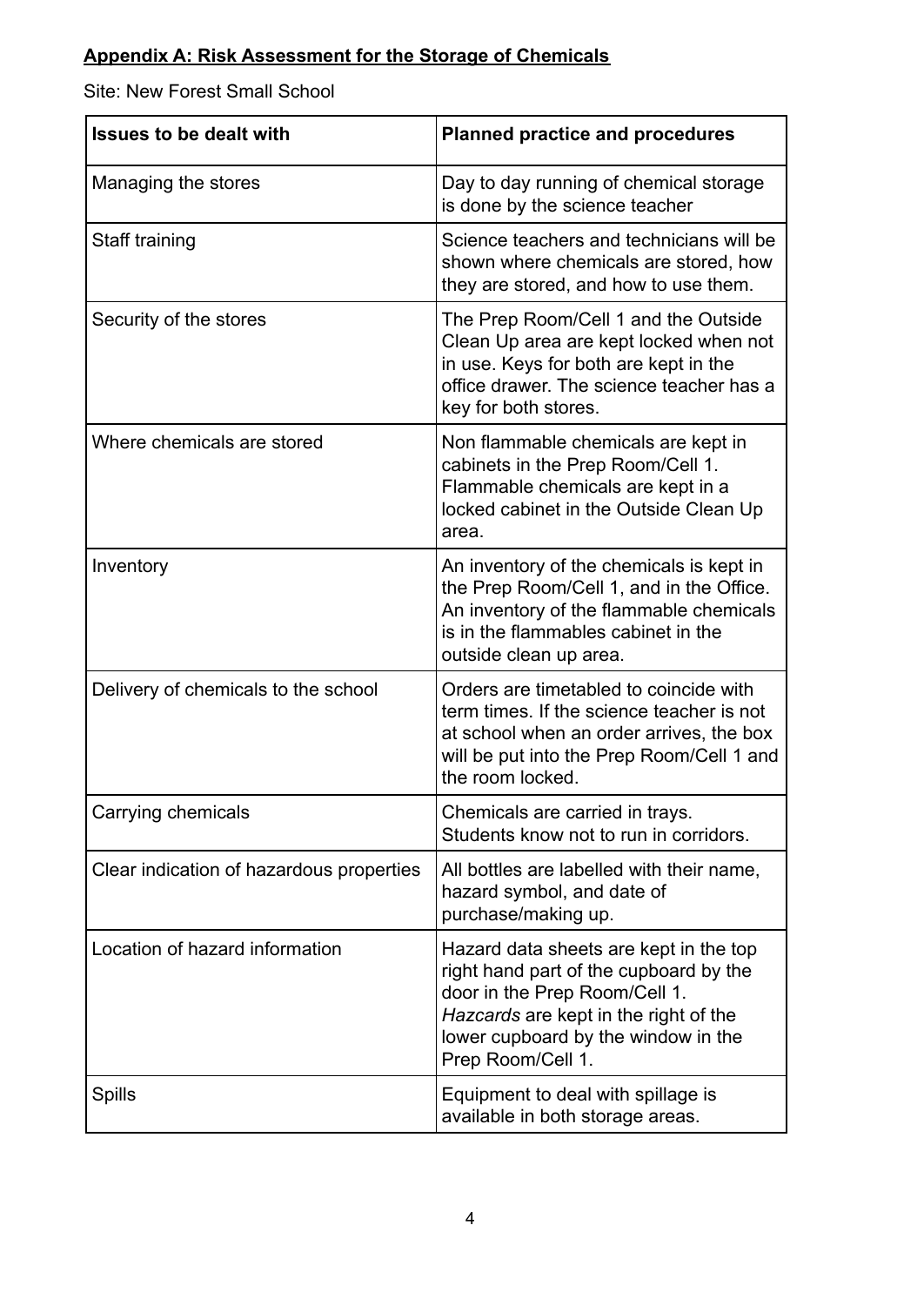**Appendix A: Risk Assessment for the Storage of Chemicals**

Site: New Forest Small School

| Issues to be dealt with | Planned practice and procedures |
| --- | --- |
| Managing the stores | Day to day running of chemical storage is done by the science teacher |
| Staff training | Science teachers and technicians will be shown where chemicals are stored, how they are stored, and how to use them. |
| Security of the stores | The Prep Room/Cell 1 and the Outside Clean Up area are kept locked when not in use. Keys for both are kept in the office drawer. The science teacher has a key for both stores. |
| Where chemicals are stored | Non flammable chemicals are kept in cabinets in the Prep Room/Cell 1. Flammable chemicals are kept in a locked cabinet in the Outside Clean Up area. |
| Inventory | An inventory of the chemicals is kept in the Prep Room/Cell 1, and in the Office. An inventory of the flammable chemicals is in the flammables cabinet in the outside clean up area. |
| Delivery of chemicals to the school | Orders are timetabled to coincide with term times. If the science teacher is not at school when an order arrives, the box will be put into the Prep Room/Cell 1 and the room locked. |
| Carrying chemicals | Chemicals are carried in trays. Students know not to run in corridors. |
| Clear indication of hazardous properties | All bottles are labelled with their name, hazard symbol, and date of purchase/making up. |
| Location of hazard information | Hazard data sheets are kept in the top right hand part of the cupboard by the door in the Prep Room/Cell 1. *Hazcards* are kept in the right of the lower cupboard by the window in the Prep Room/Cell 1. |
| Spills | Equipment to deal with spillage is available in both storage areas. |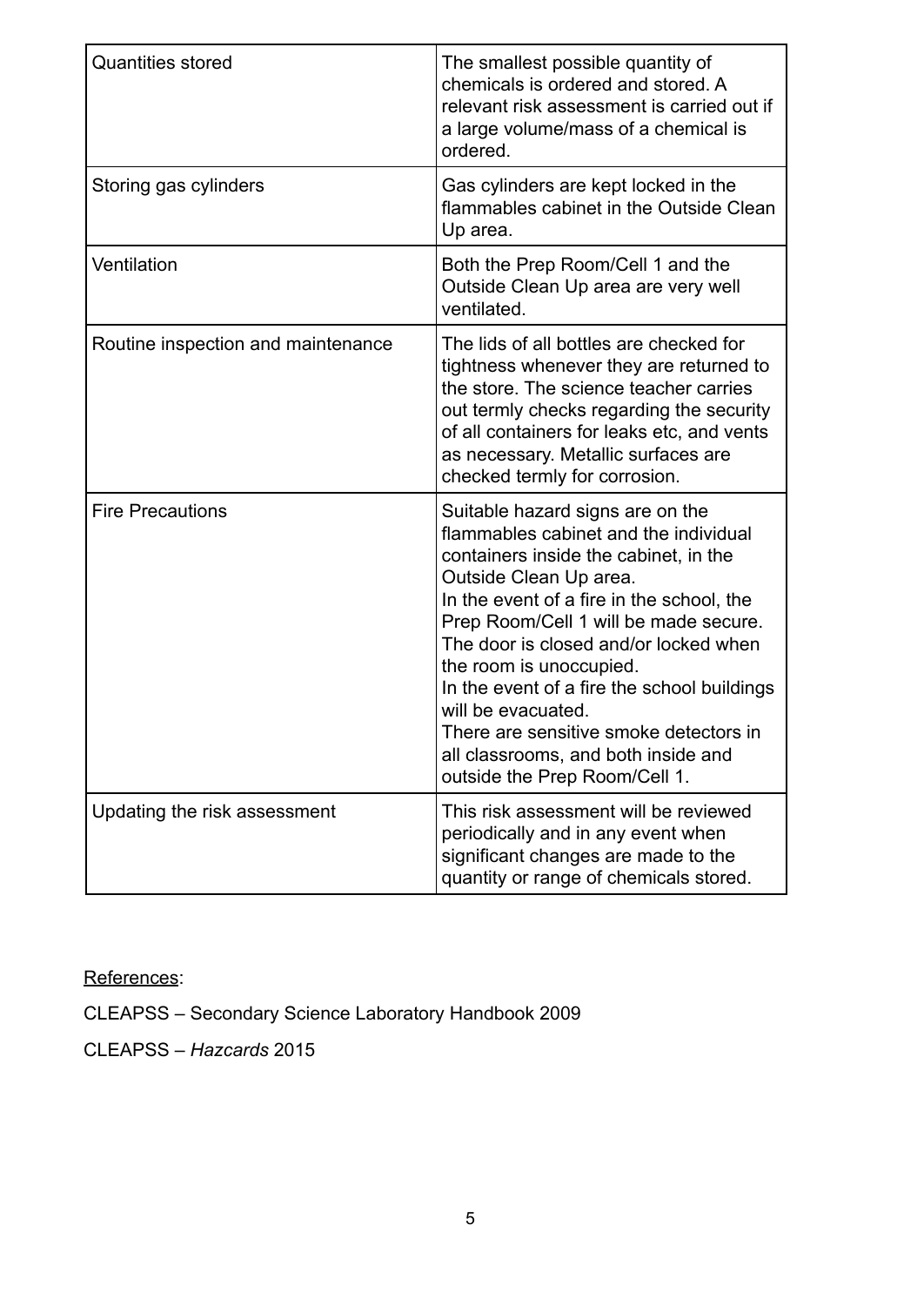| | |
|---|---|
| Quantities stored | The smallest possible quantity of chemicals is ordered and stored. A relevant risk assessment is carried out if a large volume/mass of a chemical is ordered. |
| Storing gas cylinders | Gas cylinders are kept locked in the flammables cabinet in the Outside Clean Up area. |
| Ventilation | Both the Prep Room/Cell 1 and the Outside Clean Up area are very well ventilated. |
| Routine inspection and maintenance | The lids of all bottles are checked for tightness whenever they are returned to the store. The science teacher carries out termly checks regarding the security of all containers for leaks etc, and vents as necessary. Metallic surfaces are checked termly for corrosion. |
| Fire Precautions | Suitable hazard signs are on the flammables cabinet and the individual containers inside the cabinet, in the Outside Clean Up area.<br>In the event of a fire in the school, the Prep Room/Cell 1 will be made secure. The door is closed and/or locked when the room is unoccupied.<br>In the event of a fire the school buildings will be evacuated.<br>There are sensitive smoke detectors in all classrooms, and both inside and outside the Prep Room/Cell 1. |
| Updating the risk assessment | This risk assessment will be reviewed periodically and in any event when significant changes are made to the quantity or range of chemicals stored. |

<u>References</u>:

CLEAPSS – Secondary Science Laboratory Handbook 2009

CLEAPSS – *Hazcards* 2015